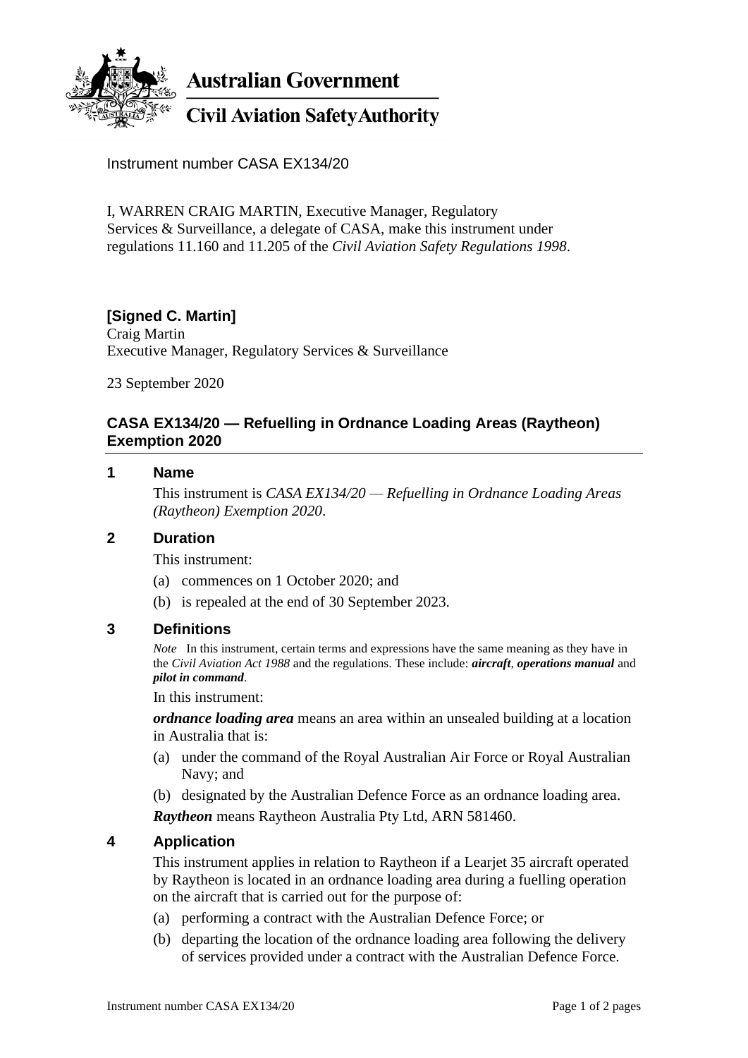Australian Government

Civil Aviation Safety Authority

Instrument number CASA EX134/20

I, WARREN CRAIG MARTIN, Executive Manager, Regulatory Services & Surveillance, a delegate of CASA, make this instrument under regulations 11.160 and 11.205 of the *Civil Aviation Safety Regulations 1998*.

**[Signed C. Martin]**
Craig Martin
Executive Manager, Regulatory Services & Surveillance

23 September 2020

## CASA EX134/20 — Refuelling in Ordnance Loading Areas (Raytheon) Exemption 2020

### 1 Name

This instrument is *CASA EX134/20 — Refuelling in Ordnance Loading Areas (Raytheon) Exemption 2020*.

### 2 Duration

This instrument:

(a) commences on 1 October 2020; and

(b) is repealed at the end of 30 September 2023.

### 3 Definitions

*Note* In this instrument, certain terms and expressions have the same meaning as they have in the *Civil Aviation Act 1988* and the regulations. These include: ***aircraft***, ***operations manual*** and ***pilot in command***.

In this instrument:

***ordnance loading area*** means an area within an unsealed building at a location in Australia that is:

(a) under the command of the Royal Australian Air Force or Royal Australian Navy; and

(b) designated by the Australian Defence Force as an ordnance loading area.

***Raytheon*** means Raytheon Australia Pty Ltd, ARN 581460.

### 4 Application

This instrument applies in relation to Raytheon if a Learjet 35 aircraft operated by Raytheon is located in an ordnance loading area during a fuelling operation on the aircraft that is carried out for the purpose of:

(a) performing a contract with the Australian Defence Force; or

(b) departing the location of the ordnance loading area following the delivery of services provided under a contract with the Australian Defence Force.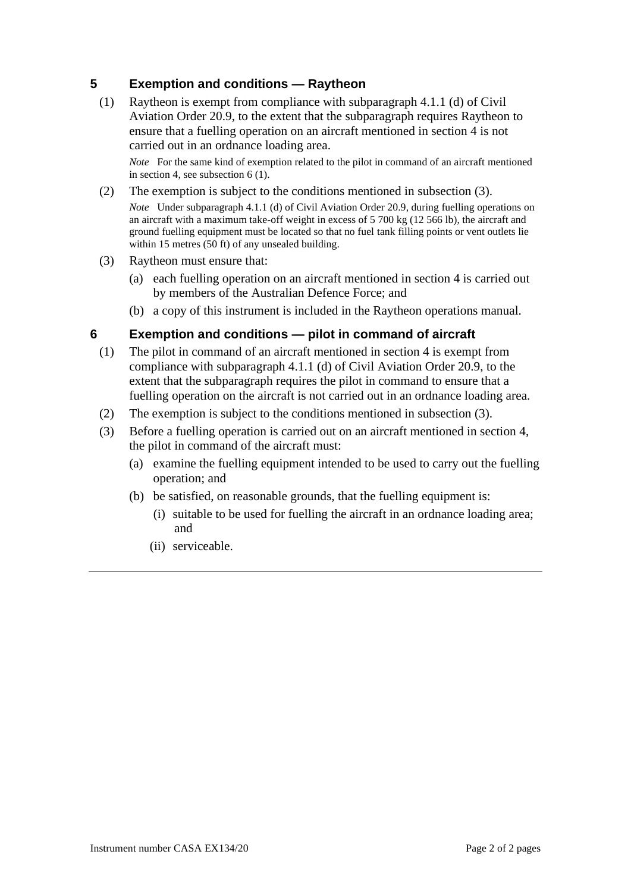## 5 Exemption and conditions — Raytheon

(1) Raytheon is exempt from compliance with subparagraph 4.1.1 (d) of Civil Aviation Order 20.9, to the extent that the subparagraph requires Raytheon to ensure that a fuelling operation on an aircraft mentioned in section 4 is not carried out in an ordnance loading area.

*Note* For the same kind of exemption related to the pilot in command of an aircraft mentioned in section 4, see subsection 6 (1).

(2) The exemption is subject to the conditions mentioned in subsection (3).

*Note* Under subparagraph 4.1.1 (d) of Civil Aviation Order 20.9, during fuelling operations on an aircraft with a maximum take-off weight in excess of 5 700 kg (12 566 lb), the aircraft and ground fuelling equipment must be located so that no fuel tank filling points or vent outlets lie within 15 metres (50 ft) of any unsealed building.

(3) Raytheon must ensure that:

(a) each fuelling operation on an aircraft mentioned in section 4 is carried out by members of the Australian Defence Force; and

(b) a copy of this instrument is included in the Raytheon operations manual.

## 6 Exemption and conditions — pilot in command of aircraft

(1) The pilot in command of an aircraft mentioned in section 4 is exempt from compliance with subparagraph 4.1.1 (d) of Civil Aviation Order 20.9, to the extent that the subparagraph requires the pilot in command to ensure that a fuelling operation on the aircraft is not carried out in an ordnance loading area.

(2) The exemption is subject to the conditions mentioned in subsection (3).

(3) Before a fuelling operation is carried out on an aircraft mentioned in section 4, the pilot in command of the aircraft must:

(a) examine the fuelling equipment intended to be used to carry out the fuelling operation; and

(b) be satisfied, on reasonable grounds, that the fuelling equipment is:

(i) suitable to be used for fuelling the aircraft in an ordnance loading area; and

(ii) serviceable.

---

Instrument number CASA EX134/20